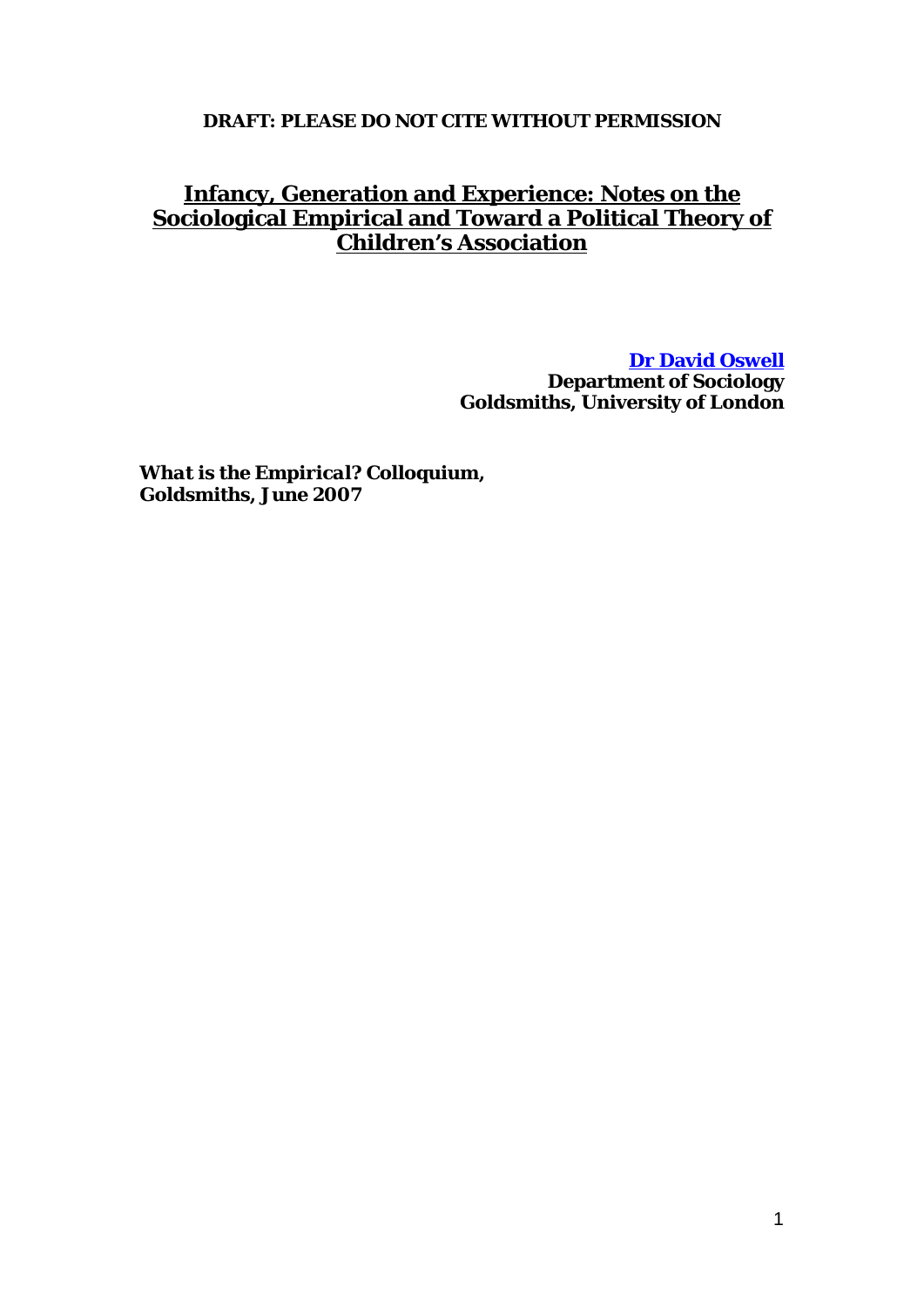**DRAFT: PLEASE DO NOT CITE WITHOUT PERMISSION**

# Infancy, Generation and Experience: Notes on the Sociological Empirical and Toward a Political Theory of Children's Association

**Dr David Oswell**
**Department of Sociology**
**Goldsmiths, University of London**

***What is the Empirical?* Colloquium, Goldsmiths, June 2007**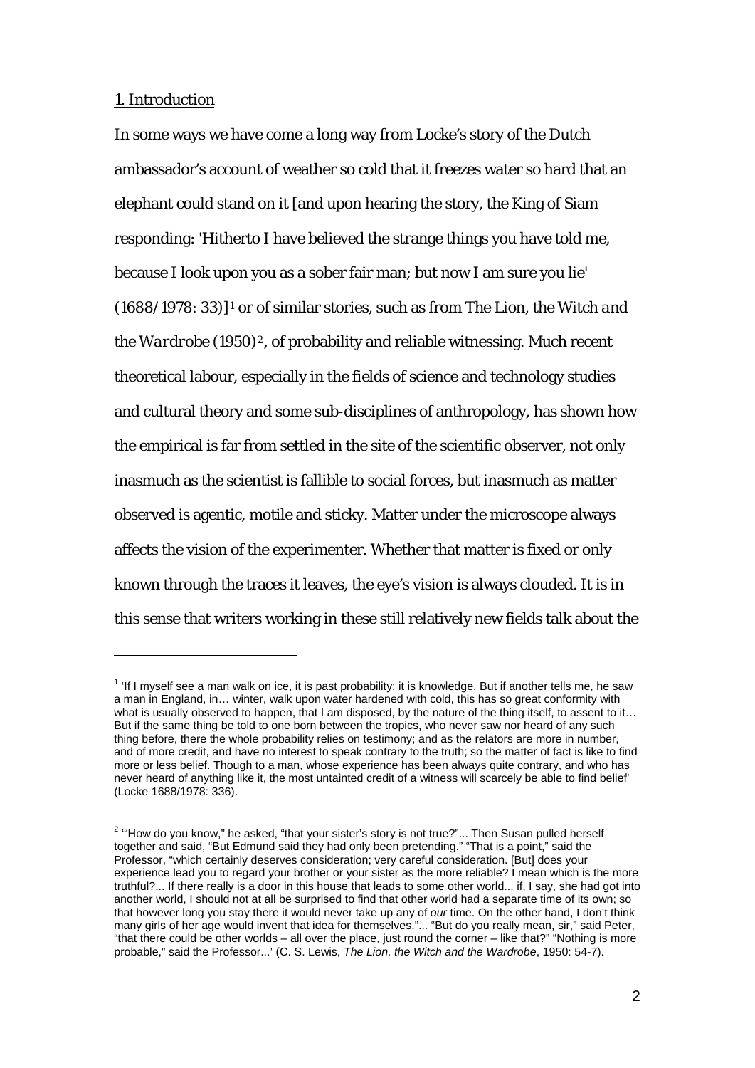## 1. Introduction

In some ways we have come a long way from Locke's story of the Dutch ambassador's account of weather so cold that it freezes water so hard that an elephant could stand on it [and upon hearing the story, the King of Siam responding: 'Hitherto I have believed the strange things you have told me, because I look upon you as a sober fair man; but now I am sure you lie' (1688/1978: 33)][1] or of similar stories, such as from *The Lion, the Witch and the Wardrobe* (1950)[2], of probability and reliable witnessing. Much recent theoretical labour, especially in the fields of science and technology studies and cultural theory and some sub-disciplines of anthropology, has shown how the empirical is far from settled in the site of the scientific observer, not only inasmuch as the scientist is fallible to social forces, but inasmuch as matter observed is agentic, motile and sticky. Matter under the microscope always affects the vision of the experimenter. Whether that matter is fixed or only known through the traces it leaves, the eye's vision is always clouded. It is in this sense that writers working in these still relatively new fields talk about the

---

[1] 'If I myself see a man walk on ice, it is past probability: it is knowledge. But if another tells me, he saw a man in England, in… winter, walk upon water hardened with cold, this has so great conformity with what is usually observed to happen, that I am disposed, by the nature of the thing itself, to assent to it… But if the same thing be told to one born between the tropics, who never saw nor heard of any such thing before, there the whole probability relies on testimony; and as the relators are more in number, and of more credit, and have no interest to speak contrary to the truth; so the matter of fact is like to find more or less belief. Though to a man, whose experience has been always quite contrary, and who has never heard of anything like it, the most untainted credit of a witness will scarcely be able to find belief' (Locke 1688/1978: 336).

[2] '"How do you know," he asked, "that your sister's story is not true?"... Then Susan pulled herself together and said, "But Edmund said they had only been pretending." "That is a point," said the Professor, "which certainly deserves consideration; very careful consideration. [But] does your experience lead you to regard your brother or your sister as the more reliable? I mean which is the more truthful?... If there really is a door in this house that leads to some other world... if, I say, she had got into another world, I should not at all be surprised to find that other world had a separate time of its own; so that however long you stay there it would never take up any of *our* time. On the other hand, I don't think many girls of her age would invent that idea for themselves."... "But do you really mean, sir," said Peter, "that there could be other worlds – all over the place, just round the corner – like that?" "Nothing is more probable," said the Professor...' (C. S. Lewis, *The Lion, the Witch and the Wardrobe*, 1950: 54-7).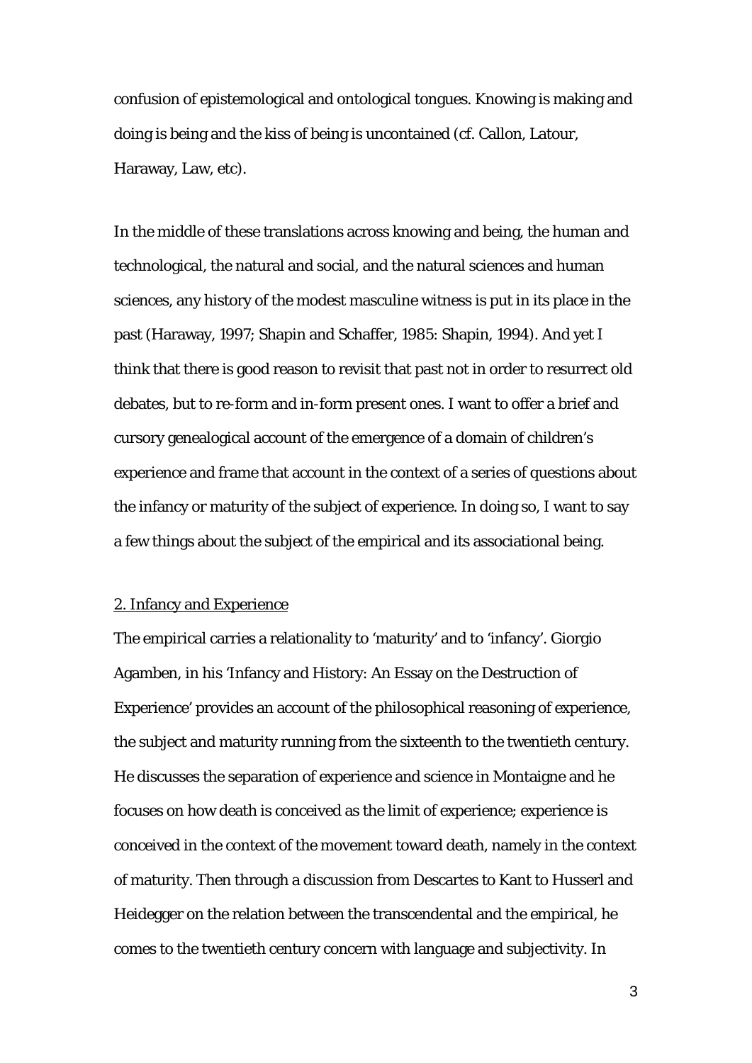confusion of epistemological and ontological tongues. Knowing is making and doing is being and the kiss of being is uncontained (cf. Callon, Latour, Haraway, Law, etc).

In the middle of these translations across knowing and being, the human and technological, the natural and social, and the natural sciences and human sciences, any history of the modest masculine witness is put in its place in the past (Haraway, 1997; Shapin and Schaffer, 1985: Shapin, 1994). And yet I think that there is good reason to revisit that past not in order to resurrect old debates, but to re-form and in-form present ones. I want to offer a brief and cursory genealogical account of the emergence of a domain of children's experience and frame that account in the context of a series of questions about the infancy or maturity of the subject of experience. In doing so, I want to say a few things about the subject of the empirical and its associational being.

## 2. Infancy and Experience

The empirical carries a relationality to 'maturity' and to 'infancy'. Giorgio Agamben, in his 'Infancy and History: An Essay on the Destruction of Experience' provides an account of the philosophical reasoning of experience, the subject and maturity running from the sixteenth to the twentieth century. He discusses the separation of experience and science in Montaigne and he focuses on how death is conceived as the limit of experience; experience is conceived in the context of the movement toward death, namely in the context of maturity. Then through a discussion from Descartes to Kant to Husserl and Heidegger on the relation between the transcendental and the empirical, he comes to the twentieth century concern with language and subjectivity. In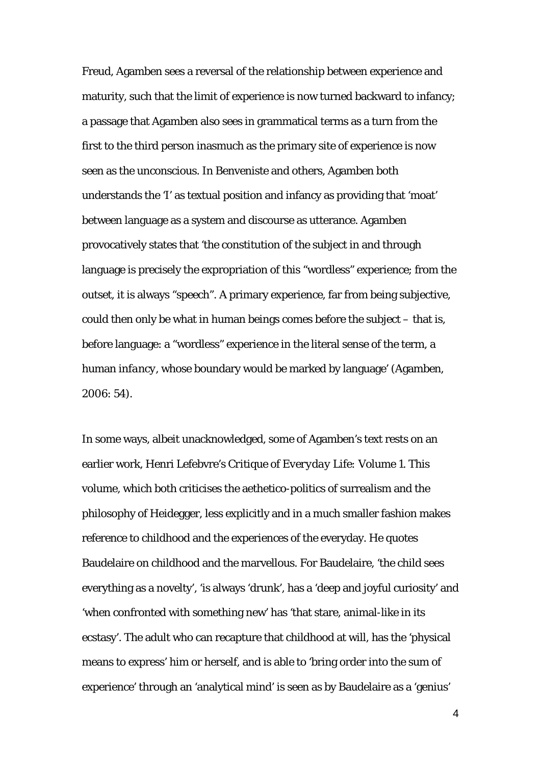Freud, Agamben sees a reversal of the relationship between experience and maturity, such that the limit of experience is now turned backward to infancy; a passage that Agamben also sees in grammatical terms as a turn from the first to the third person inasmuch as the primary site of experience is now seen as the unconscious. In Benveniste and others, Agamben both understands the 'I' as textual position and infancy as providing that 'moat' between language as a system and discourse as utterance. Agamben provocatively states that 'the constitution of the subject in and through language is precisely the expropriation of this "wordless" experience; from the outset, it is always "speech". A primary experience, far from being subjective, could then only be what in human beings comes before the subject – that is, before language: a "wordless" experience in the literal sense of the term, a human *infancy*, whose boundary would be marked by language' (Agamben, 2006: 54).

In some ways, albeit unacknowledged, some of Agamben's text rests on an earlier work, Henri Lefebvre's *Critique of Everyday Life: Volume 1*. This volume, which both criticises the aethetico-politics of surrealism and the philosophy of Heidegger, less explicitly and in a much smaller fashion makes reference to childhood and the experiences of the everyday. He quotes Baudelaire on childhood and the marvellous. For Baudelaire, 'the child sees everything as a novelty', 'is always 'drunk', has a 'deep and joyful curiosity' and 'when confronted with something new' has 'that stare, animal-like in its ecstasy'. The adult who can recapture that childhood at will, has the 'physical means to express' him or herself, and is able to 'bring order into the sum of experience' through an 'analytical mind' is seen as by Baudelaire as a 'genius'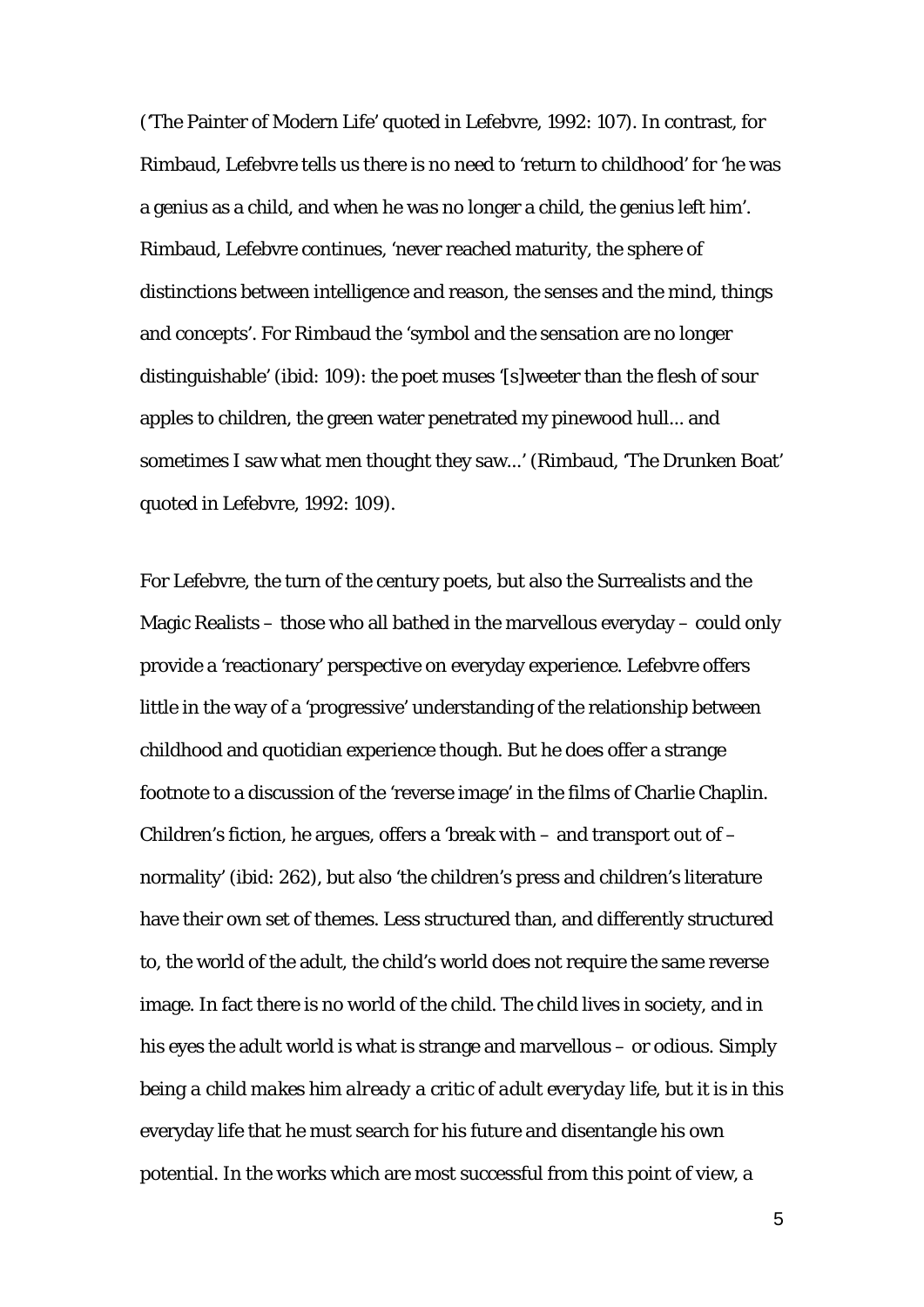('The Painter of Modern Life' quoted in Lefebvre, 1992: 107). In contrast, for Rimbaud, Lefebvre tells us there is no need to 'return to childhood' for 'he was a genius as a child, and when he was no longer a child, the genius left him'. Rimbaud, Lefebvre continues, 'never reached maturity, the sphere of distinctions between intelligence and reason, the senses and the mind, things and concepts'. For Rimbaud the 'symbol and the sensation are no longer distinguishable' (ibid: 109): the poet muses '[s]weeter than the flesh of sour apples to children, the green water penetrated my pinewood hull... and sometimes I saw what men thought they saw...' (Rimbaud, 'The Drunken Boat' quoted in Lefebvre, 1992: 109).

For Lefebvre, the turn of the century poets, but also the Surrealists and the Magic Realists – those who all bathed in the marvellous everyday – could only provide a 'reactionary' perspective on everyday experience. Lefebvre offers little in the way of a 'progressive' understanding of the relationship between childhood and quotidian experience though. But he does offer a strange footnote to a discussion of the 'reverse image' in the films of Charlie Chaplin. Children's fiction, he argues, offers a 'break with – and transport out of – normality' (ibid: 262), but also 'the children's press and children's literature have their own set of themes. Less structured than, and differently structured to, the world of the adult, the child's world does not require the same reverse image. In fact there is no world of the child. The child lives in society, and in his eyes the adult world is what is strange and marvellous – or odious. Simply being a child makes him *already a critic of adult everyday life*, but it is in this everyday life that he must search for his future and disentangle his own potential. In the works which are most successful from this point of view, a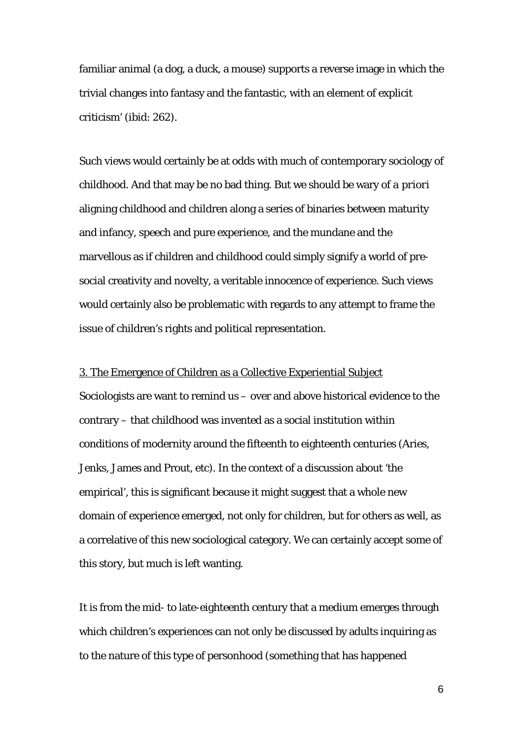familiar animal (a dog, a duck, a mouse) supports a reverse image in which the trivial changes into fantasy and the fantastic, with an element of explicit criticism' (ibid: 262).

Such views would certainly be at odds with much of contemporary sociology of childhood. And that may be no bad thing. But we should be wary of *a priori* aligning childhood and children along a series of binaries between maturity and infancy, speech and pure experience, and the mundane and the marvellous as if children and childhood could simply signify a world of pre-social creativity and novelty, a veritable innocence of experience. Such views would certainly also be problematic with regards to any attempt to frame the issue of children's rights and political representation.

## 3. The Emergence of Children as a Collective Experiential Subject

Sociologists are want to remind us – over and above historical evidence to the contrary – that childhood was invented as a social institution within conditions of modernity around the fifteenth to eighteenth centuries (Aries, Jenks, James and Prout, etc). In the context of a discussion about 'the empirical', this is significant because it might suggest that a whole new domain of experience emerged, not only for children, but for others as well, as a correlative of this new sociological category. We can certainly accept some of this story, but much is left wanting.

It is from the mid- to late-eighteenth century that a medium emerges through which children's experiences can not only be discussed by adults inquiring as to the nature of this type of personhood (something that has happened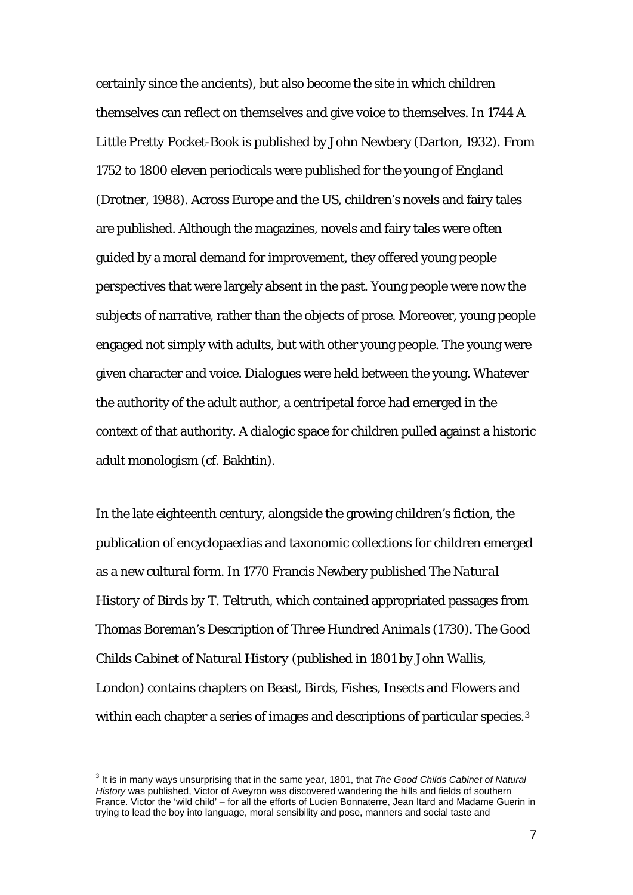certainly since the ancients), but also become the site in which children themselves can reflect on themselves and give voice to themselves. In 1744 *A Little Pretty Pocket-Book* is published by John Newbery (Darton, 1932). From 1752 to 1800 eleven periodicals were published for the young of England (Drotner, 1988). Across Europe and the US, children's novels and fairy tales are published. Although the magazines, novels and fairy tales were often guided by a moral demand for improvement, they offered young people perspectives that were largely absent in the past. Young people were now the subjects of narrative, rather than the objects of prose. Moreover, young people engaged not simply with adults, but with other young people. The young were given character and voice. Dialogues were held between the young. Whatever the authority of the adult author, a centripetal force had emerged in the context of that authority. A dialogic space for children pulled against a historic adult monologism (cf. Bakhtin).

In the late eighteenth century, alongside the growing children's fiction, the publication of encyclopaedias and taxonomic collections for children emerged as a new cultural form. In 1770 Francis Newbery published *The Natural History of Birds by T. Teltruth*, which contained appropriated passages from Thomas Boreman's *Description of Three Hundred Animals* (1730). *The Good Childs Cabinet of Natural History* (published in 1801 by John Wallis, London) contains chapters on Beast, Birds, Fishes, Insects and Flowers and within each chapter a series of images and descriptions of particular species.[3]

[3] It is in many ways unsurprising that in the same year, 1801, that *The Good Childs Cabinet of Natural History* was published, Victor of Aveyron was discovered wandering the hills and fields of southern France. Victor the 'wild child' – for all the efforts of Lucien Bonnaterre, Jean Itard and Madame Guerin in trying to lead the boy into language, moral sensibility and pose, manners and social taste and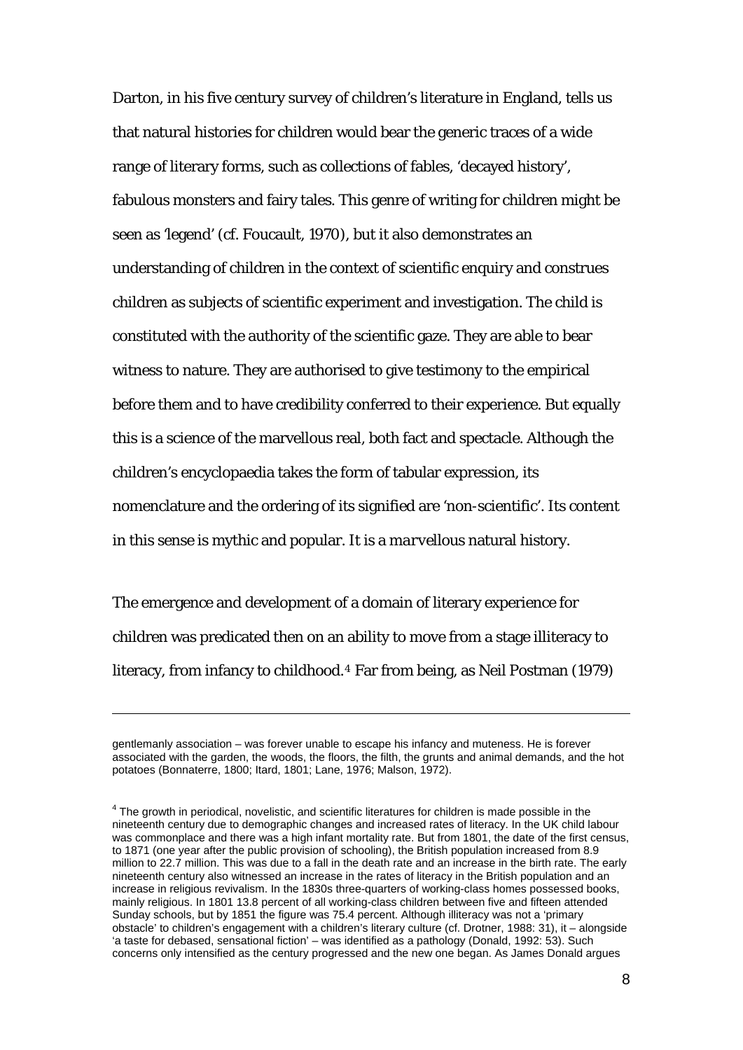Darton, in his five century survey of children's literature in England, tells us that natural histories for children would bear the generic traces of a wide range of literary forms, such as collections of fables, 'decayed history', fabulous monsters and fairy tales. This genre of writing for children might be seen as 'legend' (cf. Foucault, 1970), but it also demonstrates an understanding of children in the context of scientific enquiry and construes children as subjects of scientific experiment and investigation. The child is constituted with the authority of the scientific gaze. They are able to bear witness to nature. They are authorised to give testimony to the empirical before them and to have credibility conferred to their experience. But equally this is a science of the marvellous real, both fact and spectacle. Although the children's encyclopaedia takes the form of tabular expression, its nomenclature and the ordering of its signified are 'non-scientific'. Its content in this sense is mythic and popular. It is a *marvellous natural history*.

The emergence and development of a domain of literary experience for children was predicated then on an ability to move from a stage illiteracy to literacy, from infancy to childhood.[4] Far from being, as Neil Postman (1979)

---

gentlemanly association – was forever unable to escape his infancy and muteness. He is forever associated with the garden, the woods, the floors, the filth, the grunts and animal demands, and the hot potatoes (Bonnaterre, 1800; Itard, 1801; Lane, 1976; Malson, 1972).

[4] The growth in periodical, novelistic, and scientific literatures for children is made possible in the nineteenth century due to demographic changes and increased rates of literacy. In the UK child labour was commonplace and there was a high infant mortality rate. But from 1801, the date of the first census, to 1871 (one year after the public provision of schooling), the British population increased from 8.9 million to 22.7 million. This was due to a fall in the death rate and an increase in the birth rate. The early nineteenth century also witnessed an increase in the rates of literacy in the British population and an increase in religious revivalism. In the 1830s three-quarters of working-class homes possessed books, mainly religious. In 1801 13.8 percent of all working-class children between five and fifteen attended Sunday schools, but by 1851 the figure was 75.4 percent. Although illiteracy was not a 'primary obstacle' to children's engagement with a children's literary culture (cf. Drotner, 1988: 31), it – alongside 'a taste for debased, sensational fiction' – was identified as a pathology (Donald, 1992: 53). Such concerns only intensified as the century progressed and the new one began. As James Donald argues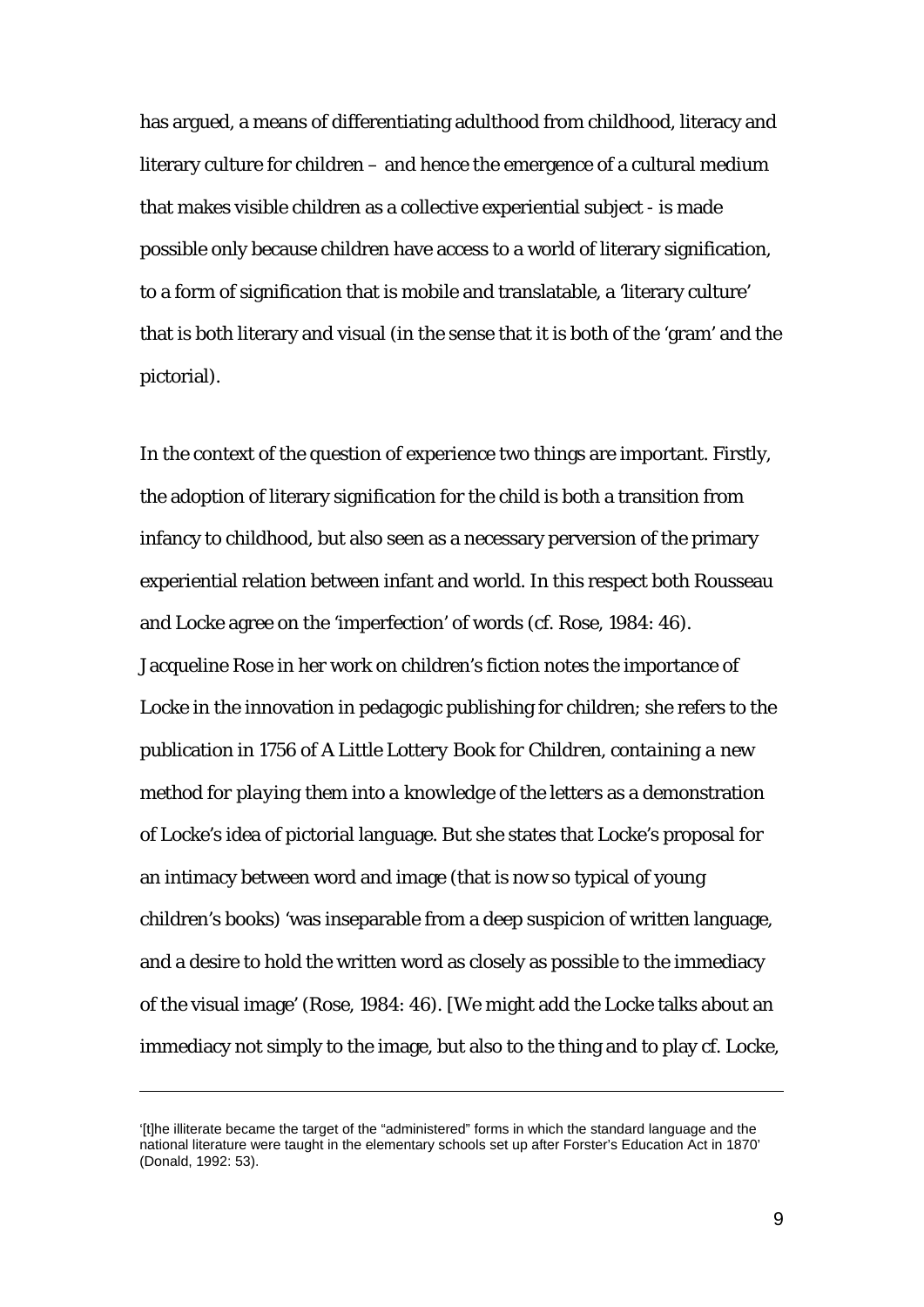has argued, a means of differentiating adulthood from childhood, literacy and literary culture for children – and hence the emergence of a cultural medium that makes visible children as a collective experiential subject - is made possible only because children have access to a world of literary signification, to a form of signification that is mobile and translatable, a 'literary culture' that is both literary and visual (in the sense that it is both of the 'gram' and the pictorial).

In the context of the question of experience two things are important. Firstly, the adoption of literary signification for the child is both a transition from infancy to childhood, but also seen as a necessary perversion of the primary experiential relation between infant and world. In this respect both Rousseau and Locke agree on the 'imperfection' of words (cf. Rose, 1984: 46). Jacqueline Rose in her work on children's fiction notes the importance of Locke in the innovation in pedagogic publishing for children; she refers to the publication in 1756 of *A Little Lottery Book for Children, containing a new method for playing them into a knowledge of the letters* as a demonstration of Locke's idea of pictorial language. But she states that Locke's proposal for an intimacy between word and image (that is now so typical of young children's books) 'was inseparable from a deep suspicion of written language, and a desire to hold the written word as closely as possible to the immediacy of the visual image' (Rose, 1984: 46). [We might add the Locke talks about an immediacy not simply to the image, but also to the thing and to play cf. Locke,

---

'[t]he illiterate became the target of the "administered" forms in which the standard language and the national literature were taught in the elementary schools set up after Forster's Education Act in 1870' (Donald, 1992: 53).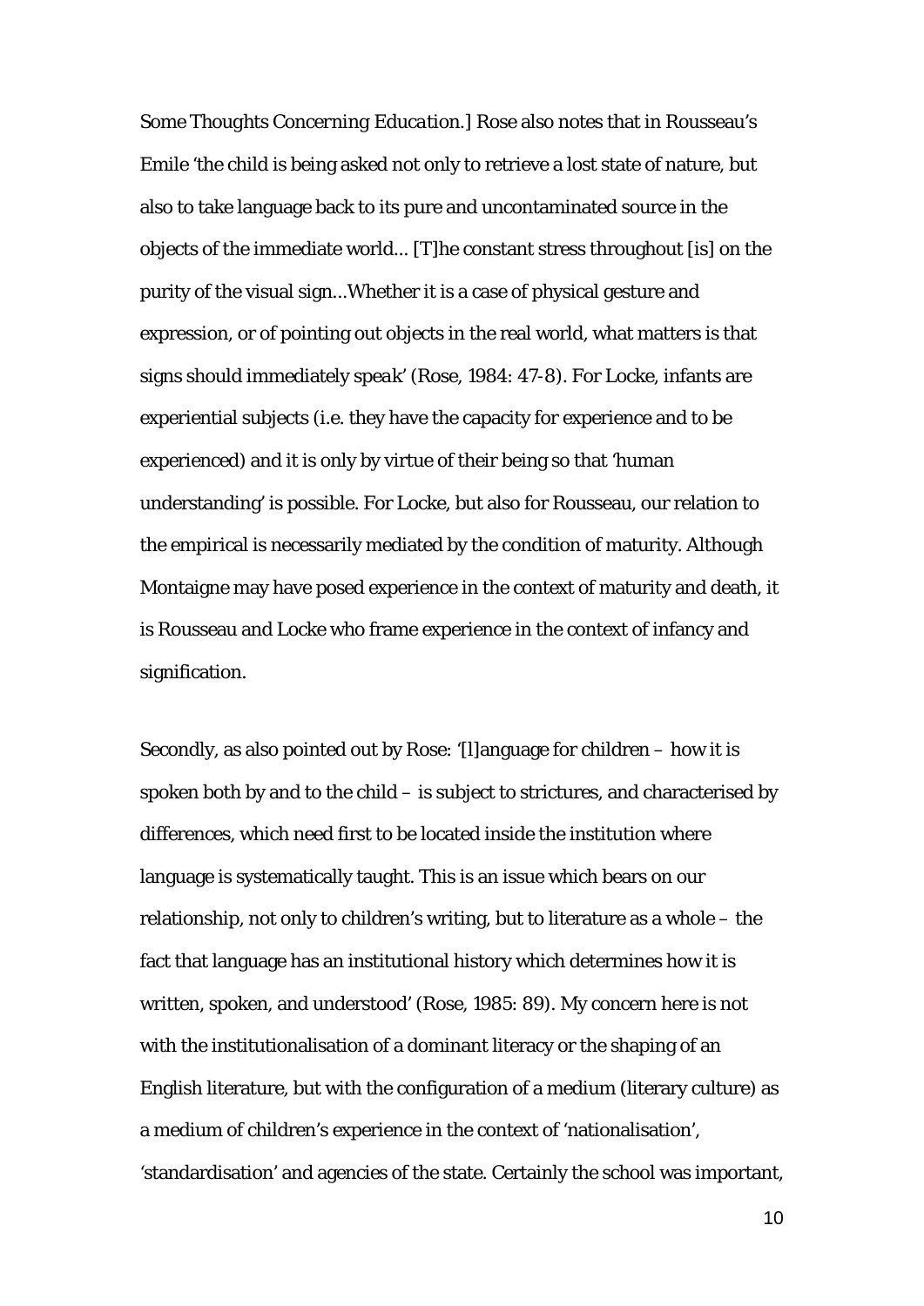*Some Thoughts Concerning Education*.] Rose also notes that in Rousseau's Emile 'the child is being asked not only to retrieve a lost state of nature, but also to take language back to its pure and uncontaminated source in the objects of the immediate world... [T]he constant stress throughout [is] on the purity of the visual sign...Whether it is a case of physical gesture and expression, or of pointing out objects in the real world, what matters is that signs should immediately *speak*' (Rose, 1984: 47-8). For Locke, infants are experiential subjects (i.e. they have the capacity for experience and to be experienced) and it is only by virtue of their being so that 'human understanding' is possible. For Locke, but also for Rousseau, our relation to the empirical is necessarily mediated by the condition of maturity. Although Montaigne may have posed experience in the context of maturity and death, it is Rousseau and Locke who frame experience in the context of infancy and signification.

Secondly, as also pointed out by Rose: '[l]anguage for children – how it is spoken both by and to the child – is subject to strictures, and characterised by differences, which need first to be located inside the institution where language is systematically taught. This is an issue which bears on our relationship, not only to children's writing, but to literature as a whole – the fact that language has an institutional history which determines how it is written, spoken, and understood' (Rose, 1985: 89). My concern here is not with the institutionalisation of a dominant literacy or the shaping of an English literature, but with the configuration of a medium (literary culture) as a medium of children's experience in the context of 'nationalisation', 'standardisation' and agencies of the state. Certainly the school was important,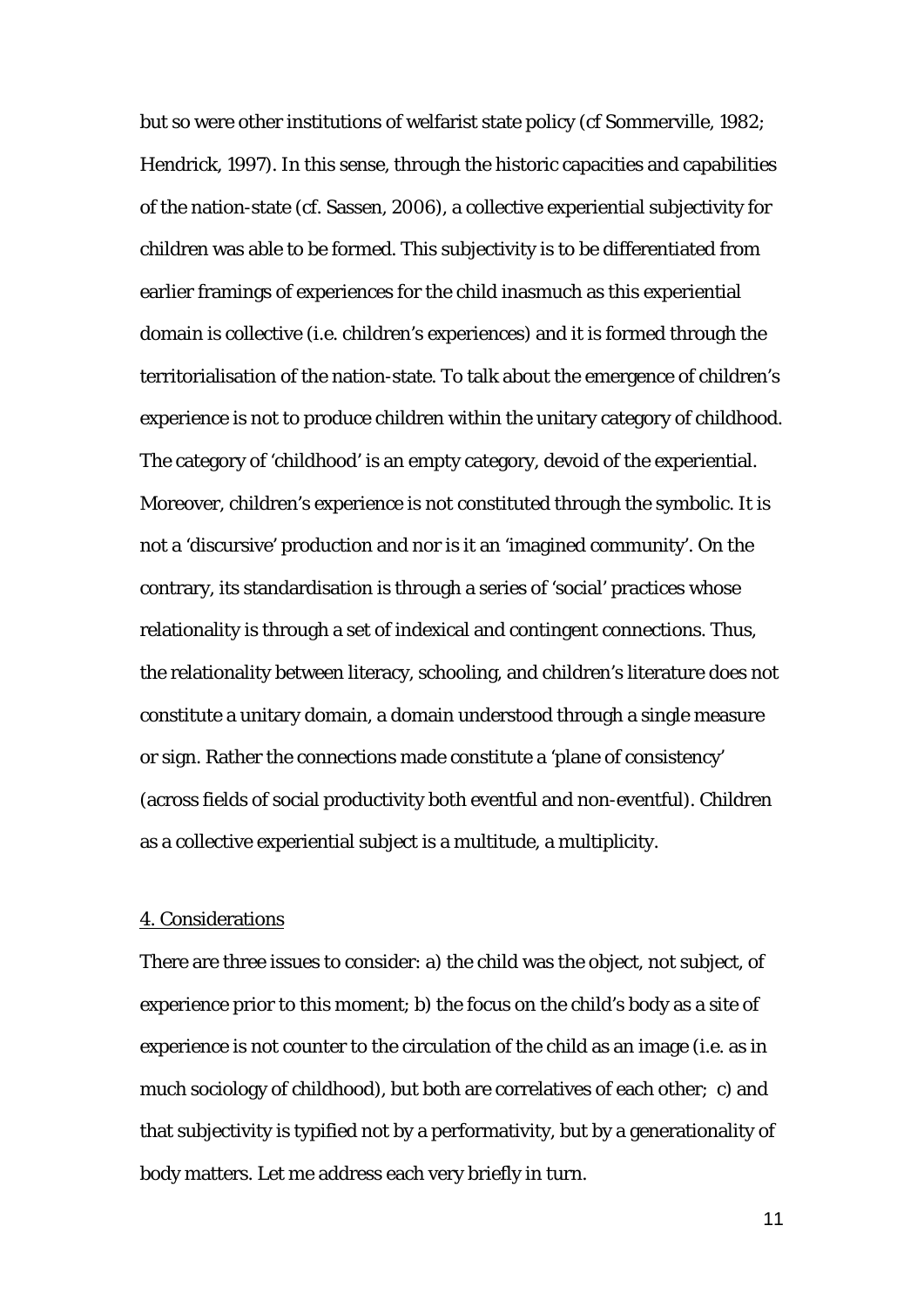but so were other institutions of welfarist state policy (cf Sommerville, 1982; Hendrick, 1997). In this sense, through the historic capacities and capabilities of the nation-state (cf. Sassen, 2006), a collective experiential subjectivity for children was able to be formed. This subjectivity is to be differentiated from earlier framings of experiences for the child inasmuch as this experiential domain is collective (i.e. children's experiences) and it is formed through the territorialisation of the nation-state. To talk about the emergence of children's experience is not to produce children within the unitary category of childhood. The category of 'childhood' is an empty category, devoid of the experiential. Moreover, children's experience is not constituted through the symbolic. It is not a 'discursive' production and nor is it an 'imagined community'. On the contrary, its standardisation is through a series of 'social' practices whose relationality is through a set of indexical and contingent connections. Thus, the relationality between literacy, schooling, and children's literature does not constitute a unitary domain, a domain understood through a single measure or sign. Rather the connections made constitute a 'plane of consistency' (across fields of social productivity both eventful and non-eventful). Children as a collective experiential subject is a multitude, a multiplicity.

## 4. Considerations

There are three issues to consider: a) the child was the object, not subject, of experience prior to this moment; b) the focus on the child's body as a site of experience is not counter to the circulation of the child as an image (i.e. as in much sociology of childhood), but both are correlatives of each other; c) and that subjectivity is typified not by a performativity, but by a generationality of body matters. Let me address each very briefly in turn.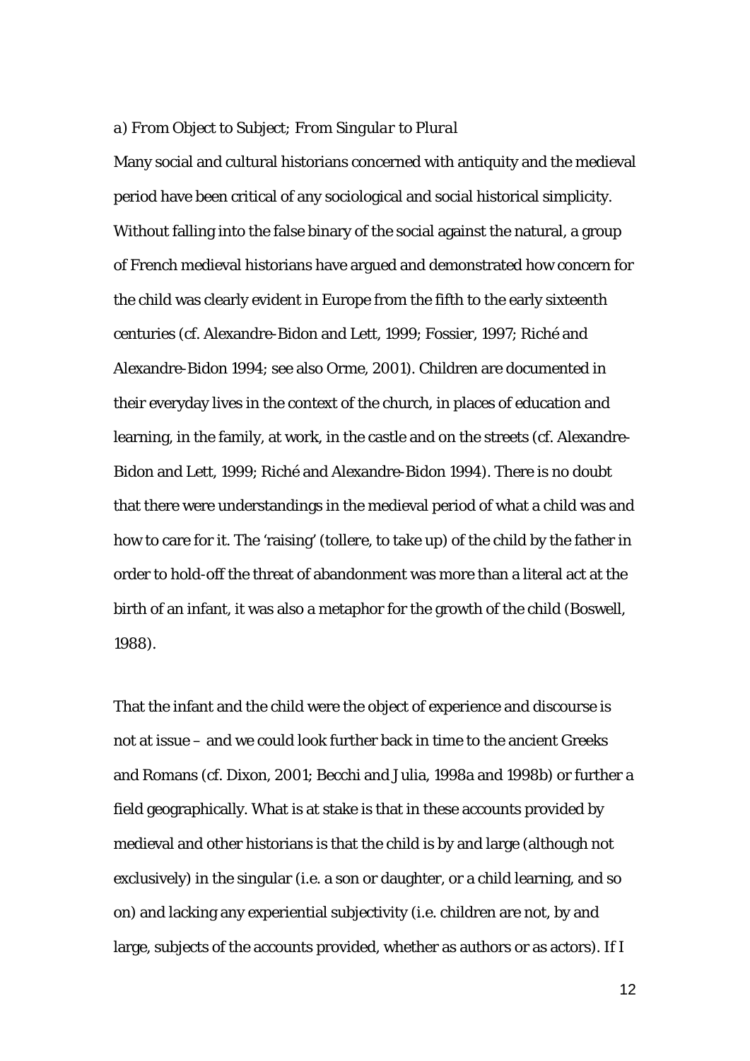### a) *From Object to Subject; From Singular to Plural*

Many social and cultural historians concerned with antiquity and the medieval period have been critical of any sociological and social historical simplicity. Without falling into the false binary of the social against the natural, a group of French medieval historians have argued and demonstrated how concern for the child was clearly evident in Europe from the fifth to the early sixteenth centuries (cf. Alexandre-Bidon and Lett, 1999; Fossier, 1997; Riché and Alexandre-Bidon 1994; see also Orme, 2001). Children are documented in their everyday lives in the context of the church, in places of education and learning, in the family, at work, in the castle and on the streets (cf. Alexandre-Bidon and Lett, 1999; Riché and Alexandre-Bidon 1994). There is no doubt that there were understandings in the medieval period of what a child was and how to care for it. The 'raising' (*tollere*, to take up) of the child by the father in order to hold-off the threat of abandonment was more than a literal act at the birth of an infant, it was also a metaphor for the growth of the child (Boswell, 1988).

That the infant and the child were the object of experience and discourse is not at issue – and we could look further back in time to the ancient Greeks and Romans (cf. Dixon, 2001; Becchi and Julia, 1998a and 1998b) or further a field geographically. What is at stake is that in these accounts provided by medieval and other historians is that the child is by and large (although not exclusively) in the singular (i.e. a son or daughter, or a child learning, and so on) and lacking any experiential subjectivity (i.e. children are not, by and large, subjects of the accounts provided, whether as authors or as actors). If I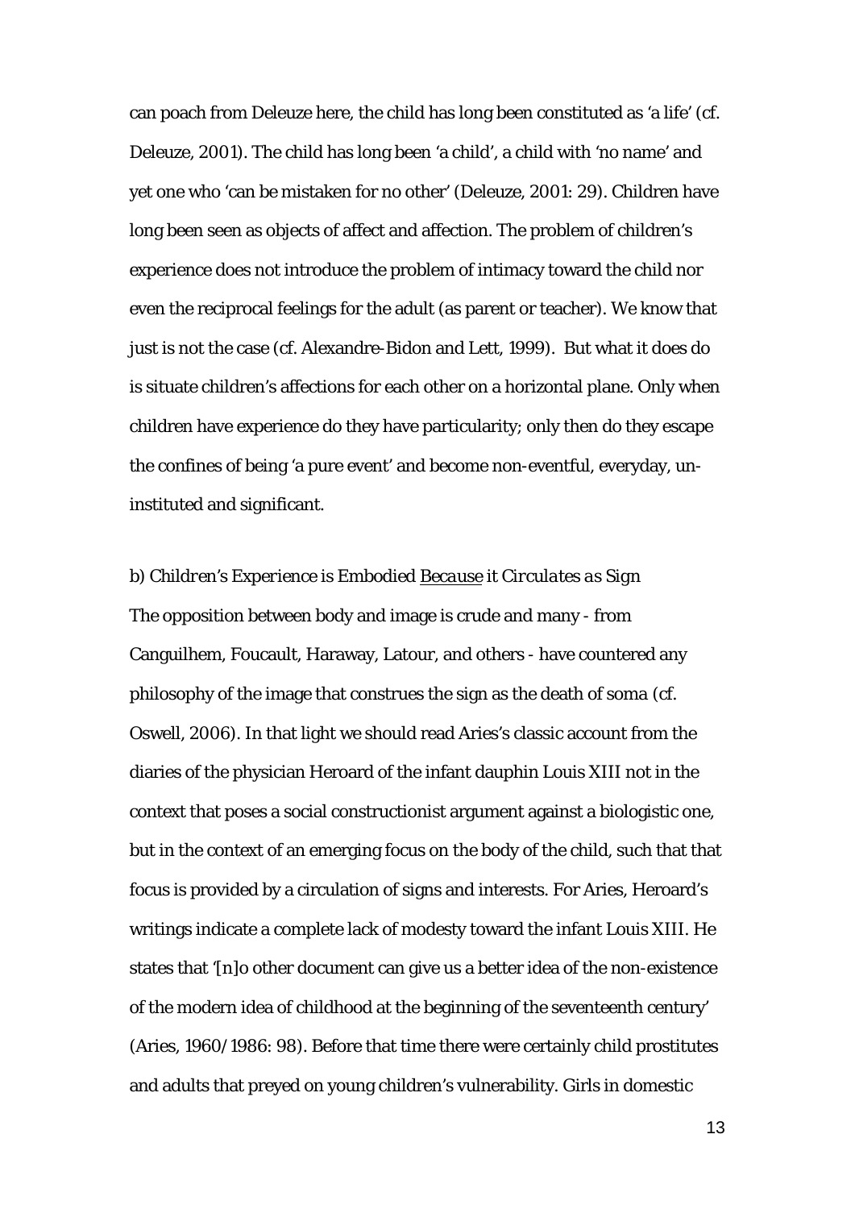can poach from Deleuze here, the child has long been constituted as 'a life' (cf. Deleuze, 2001). The child has long been 'a child', a child with 'no name' and yet one who 'can be mistaken for no other' (Deleuze, 2001: 29). Children have long been seen as objects of affect and affection. The problem of children's experience does not introduce the problem of intimacy toward the child nor even the reciprocal feelings for the adult (as parent or teacher). We know that just is not the case (cf. Alexandre-Bidon and Lett, 1999). But what it does do is situate children's affections for each other on a horizontal plane. Only when children have experience do they have particularity; only then do they escape the confines of being 'a pure event' and become non-eventful, everyday, un-instituted and significant.

*b) Children's Experience is Embodied <u>Because</u> it Circulates as Sign*

The opposition between body and image is crude and many - from Canguilhem, Foucault, Haraway, Latour, and others - have countered any philosophy of the image that construes the sign as the death of soma (cf. Oswell, 2006). In that light we should read Aries's classic account from the diaries of the physician Heroard of the infant dauphin Louis XIII not in the context that poses a social constructionist argument against a biologistic one, but in the context of an emerging focus on the body of the child, such that that focus is provided by a circulation of signs and interests. For Aries, Heroard's writings indicate a complete lack of modesty toward the infant Louis XIII. He states that '[n]o other document can give us a better idea of the non-existence of the modern idea of childhood at the beginning of the seventeenth century' (Aries, 1960/1986: 98). Before that time there were certainly child prostitutes and adults that preyed on young children's vulnerability. Girls in domestic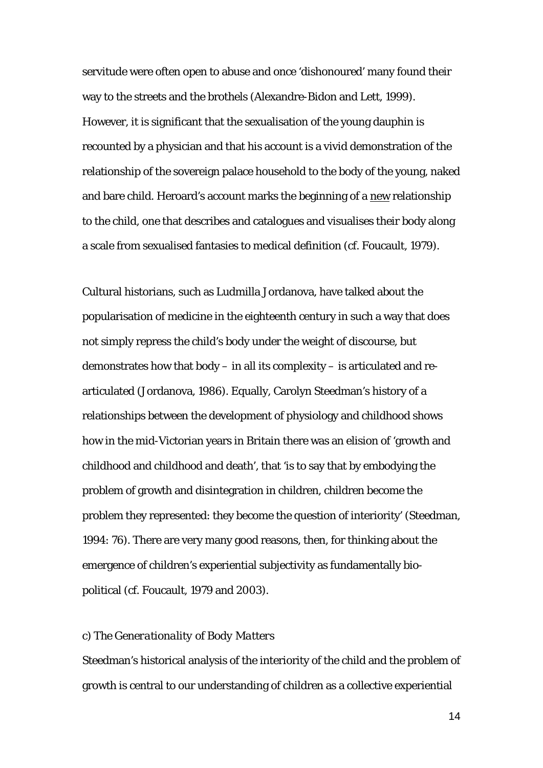servitude were often open to abuse and once 'dishonoured' many found their way to the streets and the brothels (Alexandre-Bidon and Lett, 1999). However, it is significant that the sexualisation of the young dauphin is recounted by a physician and that his account is a vivid demonstration of the relationship of the sovereign palace household to the body of the young, naked and bare child. Heroard's account marks the beginning of a <u>new</u> relationship to the child, one that describes and catalogues and visualises their body along a scale from sexualised fantasies to medical definition (cf. Foucault, 1979).

Cultural historians, such as Ludmilla Jordanova, have talked about the popularisation of medicine in the eighteenth century in such a way that does not simply repress the child's body under the weight of discourse, but demonstrates how that body – in all its complexity – is articulated and re-articulated (Jordanova, 1986). Equally, Carolyn Steedman's history of a relationships between the development of physiology and childhood shows how in the mid-Victorian years in Britain there was an elision of 'growth and childhood and childhood and death', that 'is to say that by embodying the problem of growth and disintegration in children, children become the problem they represented: they become the question of interiority' (Steedman, 1994: 76). There are very many good reasons, then, for thinking about the emergence of children's experiential subjectivity as fundamentally bio-political (cf. Foucault, 1979 and 2003).

### c) *The Generationality of Body Matters*

Steedman's historical analysis of the interiority of the child and the problem of growth is central to our understanding of children as a collective experiential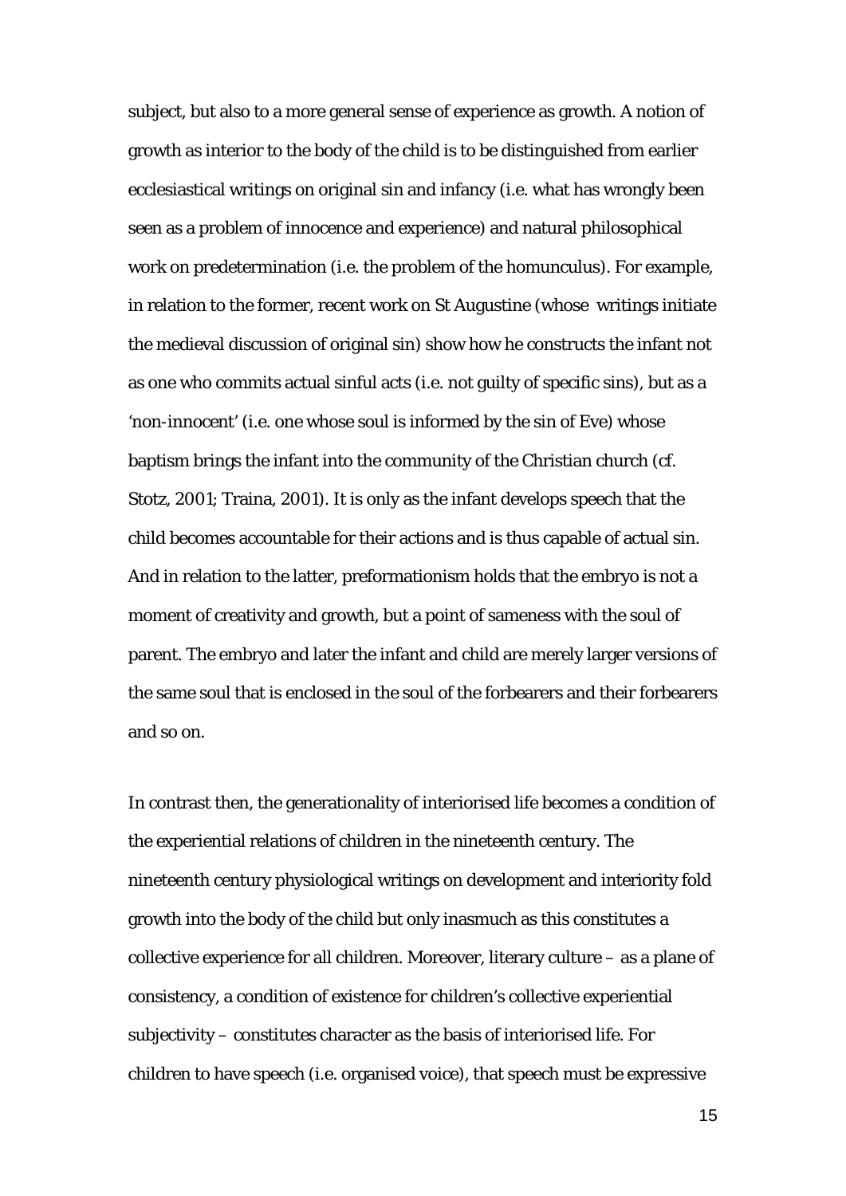subject, but also to a more general sense of experience as growth. A notion of growth as interior to the body of the child is to be distinguished from earlier ecclesiastical writings on original sin and infancy (i.e. what has wrongly been seen as a problem of innocence and experience) and natural philosophical work on predetermination (i.e. the problem of the homunculus). For example, in relation to the former, recent work on St Augustine (whose writings initiate the medieval discussion of original sin) show how he constructs the infant not as one who commits actual sinful acts (i.e. not guilty of specific sins), but as a 'non-innocent' (i.e. one whose soul is informed by the sin of Eve) whose baptism brings the infant into the community of the Christian church (cf. Stotz, 2001; Traina, 2001). It is only as the infant develops speech that the child becomes accountable for their actions and is thus capable of actual sin. And in relation to the latter, preformationism holds that the embryo is not a moment of creativity and growth, but a point of sameness with the soul of parent. The embryo and later the infant and child are merely larger versions of the same soul that is enclosed in the soul of the forbearers and their forbearers and so on.

In contrast then, the generationality of interiorised life becomes a condition of the experiential relations of children in the nineteenth century. The nineteenth century physiological writings on development and interiority fold growth into the body of the child but only inasmuch as this constitutes a collective experience for all children. Moreover, literary culture – as a plane of consistency, a condition of existence for children's collective experiential subjectivity – constitutes character as the basis of interiorised life. For children to have speech (i.e. organised voice), that speech must be expressive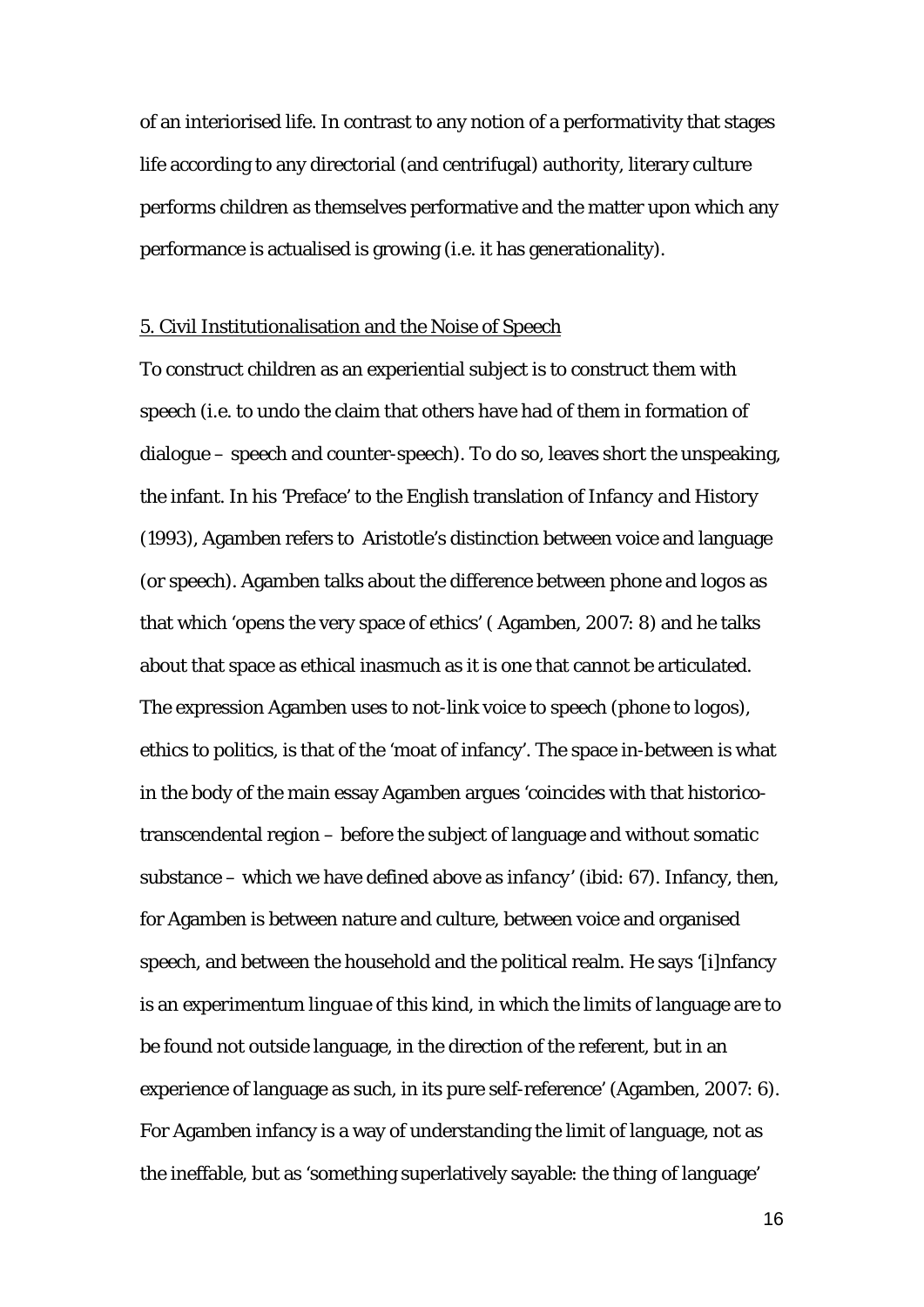of an interiorised life. In contrast to any notion of a performativity that stages life according to any directorial (and centrifugal) authority, literary culture performs children as themselves performative and the matter upon which any performance is actualised is growing (i.e. it has generationality).

## 5. Civil Institutionalisation and the Noise of Speech

To construct children as an experiential subject is to construct them with speech (i.e. to undo the claim that others have had of them in formation of dialogue – speech and counter-speech). To do so, leaves short the unspeaking, the infant. In his 'Preface' to the English translation of *Infancy and History* (1993), Agamben refers to Aristotle's distinction between voice and language (or speech). Agamben talks about the difference between phone and logos as that which 'opens the very space of ethics' ( Agamben, 2007: 8) and he talks about that space as ethical inasmuch as it is one that cannot be articulated. The expression Agamben uses to not-link voice to speech (phone to logos), ethics to politics, is that of the 'moat of infancy'. The space in-between is what in the body of the main essay Agamben argues 'coincides with that historico-transcendental region – before the subject of language and without somatic substance – which we have defined above as *infancy*' (ibid: 67). Infancy, then, for Agamben is between nature and culture, between voice and organised speech, and between the household and the political realm. He says '[i]nfancy is an *experimentum linguae* of this kind, in which the limits of language are to be found not outside language, in the direction of the referent, but in an experience of language as such, in its pure self-reference' (Agamben, 2007: 6). For Agamben infancy is a way of understanding the limit of language, not as the ineffable, but as 'something superlatively sayable: the thing of language'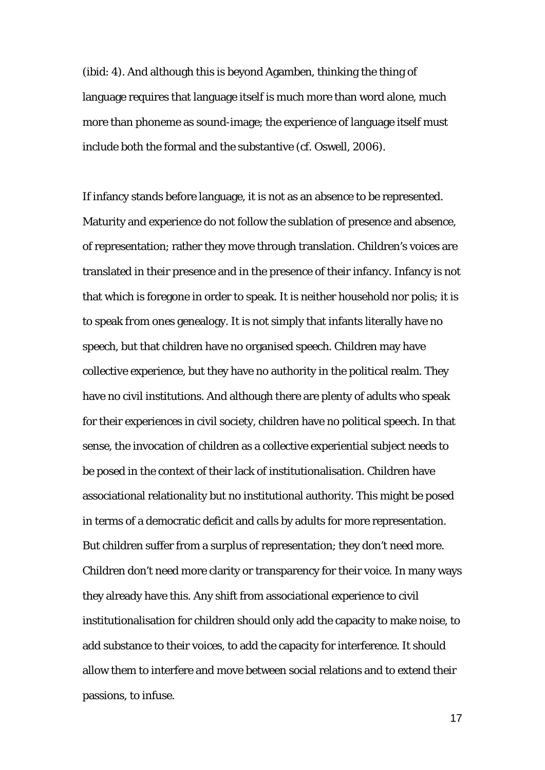(ibid: 4). And although this is beyond Agamben, thinking the thing of language requires that language itself is much more than word alone, much more than phoneme as sound-image; the experience of language itself must include both the formal and the substantive (cf. Oswell, 2006).

If infancy stands before language, it is not as an absence to be represented. Maturity and experience do not follow the sublation of presence and absence, of representation; rather they move through translation. Children's voices are translated in their presence and in the presence of their infancy. Infancy is not that which is foregone in order to speak. It is neither household nor polis; it is to speak *from* ones genealogy. It is not simply that infants literally have no speech, but that children have no organised speech. Children may have collective experience, but they have no authority in the political realm. They have no civil institutions. And although there are plenty of adults who speak for their experiences in civil society, children have no political speech. In that sense, the invocation of children as a collective experiential subject needs to be posed in the context of their lack of institutionalisation. Children have associational relationality but no institutional authority. This might be posed in terms of a democratic deficit and calls by adults for more representation. But children suffer from a surplus of representation; they don't need more. Children don't need more clarity or transparency for their voice. In many ways they already have this. Any shift from associational experience to civil institutionalisation for children should only add the capacity to make noise, to add substance to their voices, to add the capacity for interference. It should allow them to interfere and move between social relations and to extend their passions, to infuse.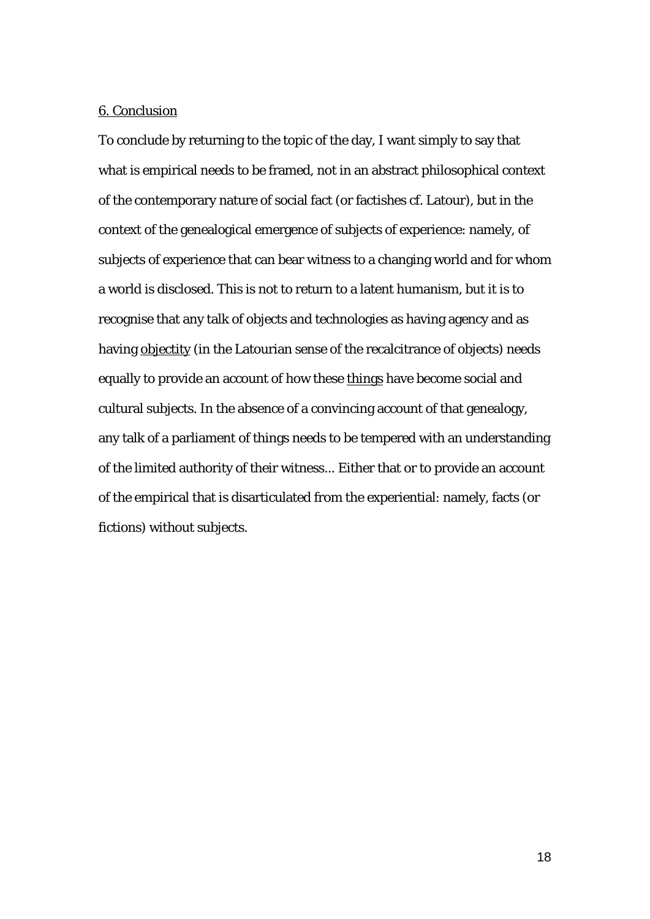## 6. Conclusion

To conclude by returning to the topic of the day, I want simply to say that what is empirical needs to be framed, not in an abstract philosophical context of the contemporary nature of social fact (or factishes cf. Latour), but in the context of the genealogical emergence of subjects of experience: namely, of subjects of experience that can bear witness to a changing world and for whom a world is disclosed. This is not to return to a latent humanism, but it is to recognise that any talk of objects and technologies as having agency and as having objectity (in the Latourian sense of the recalcitrance of objects) needs equally to provide an account of how these things have become social and cultural subjects. In the absence of a convincing account of that genealogy, any talk of a parliament of things needs to be tempered with an understanding of the limited authority of their witness... Either that or to provide an account of the empirical that is disarticulated from the experiential: namely, facts (or fictions) without subjects.